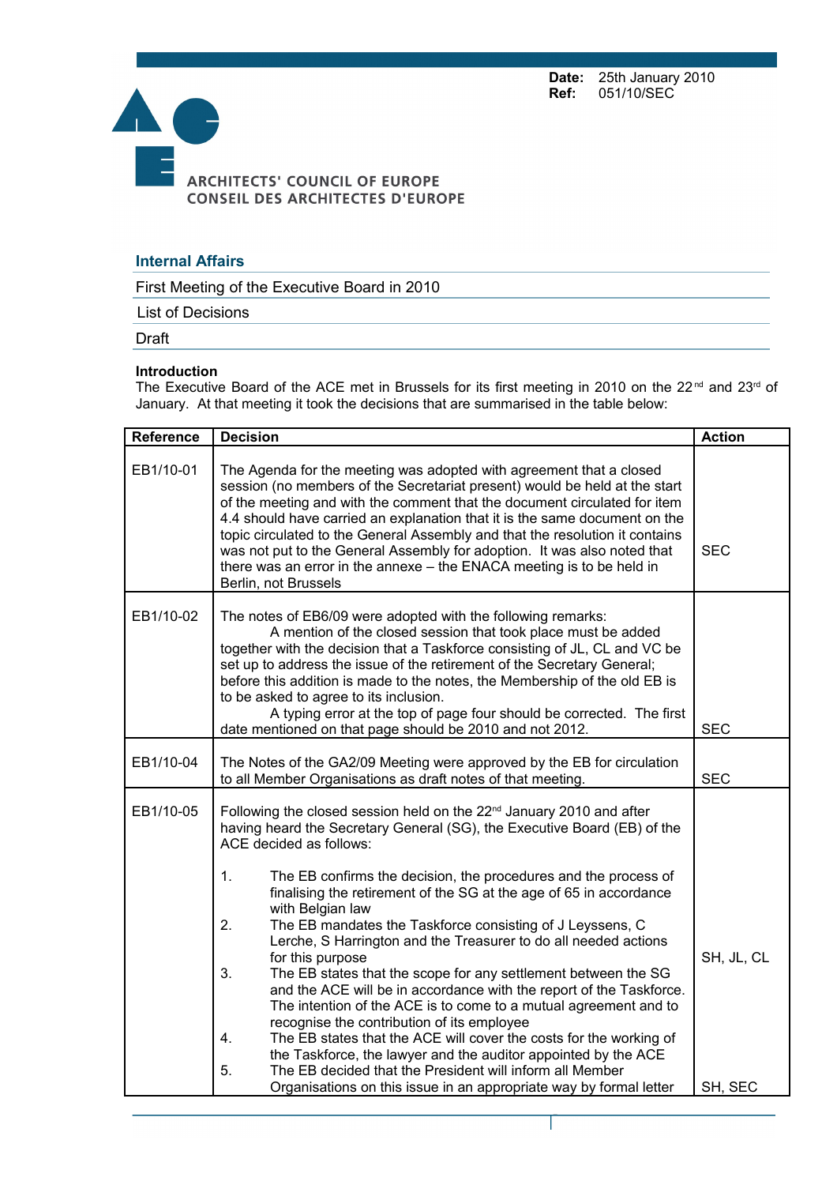**Date:** 25th January 2010
**Ref:** 051/10/SEC

ARCHITECTS' COUNCIL OF EUROPE
CONSEIL DES ARCHITECTES D'EUROPE

## Internal Affairs

First Meeting of the Executive Board in 2010

List of Decisions

Draft

**Introduction**
The Executive Board of the ACE met in Brussels for its first meeting in 2010 on the 22nd and 23rd of January. At that meeting it took the decisions that are summarised in the table below:

| Reference | Decision | Action |
|---|---|---|
| EB1/10-01 | The Agenda for the meeting was adopted with agreement that a closed session (no members of the Secretariat present) would be held at the start of the meeting and with the comment that the document circulated for item 4.4 should have carried an explanation that it is the same document on the topic circulated to the General Assembly and that the resolution it contains was not put to the General Assembly for adoption. It was also noted that there was an error in the annexe – the ENACA meeting is to be held in Berlin, not Brussels | SEC |
| EB1/10-02 | The notes of EB6/09 were adopted with the following remarks: A mention of the closed session that took place must be added together with the decision that a Taskforce consisting of JL, CL and VC be set up to address the issue of the retirement of the Secretary General; before this addition is made to the notes, the Membership of the old EB is to be asked to agree to its inclusion. A typing error at the top of page four should be corrected. The first date mentioned on that page should be 2010 and not 2012. | SEC |
| EB1/10-04 | The Notes of the GA2/09 Meeting were approved by the EB for circulation to all Member Organisations as draft notes of that meeting. | SEC |
| EB1/10-05 | Following the closed session held on the 22nd January 2010 and after having heard the Secretary General (SG), the Executive Board (EB) of the ACE decided as follows:<br><br>1. The EB confirms the decision, the procedures and the process of finalising the retirement of the SG at the age of 65 in accordance with Belgian law<br>2. The EB mandates the Taskforce consisting of J Leyssens, C Lerche, S Harrington and the Treasurer to do all needed actions for this purpose<br>3. The EB states that the scope for any settlement between the SG and the ACE will be in accordance with the report of the Taskforce. The intention of the ACE is to come to a mutual agreement and to recognise the contribution of its employee<br>4. The EB states that the ACE will cover the costs for the working of the Taskforce, the lawyer and the auditor appointed by the ACE<br>5. The EB decided that the President will inform all Member Organisations on this issue in an appropriate way by formal letter | SH, JL, CL<br><br>SH, SEC |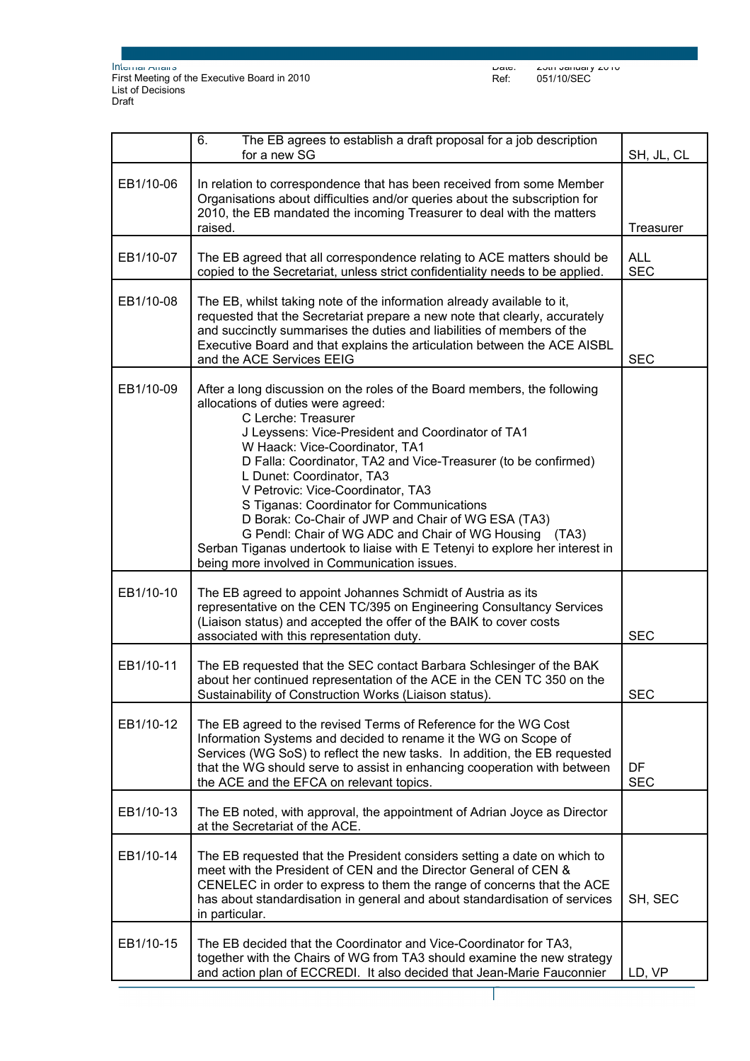| | | |
|---|---|---|
| | 6. The EB agrees to establish a draft proposal for a job description for a new SG | SH, JL, CL |
| EB1/10-06 | In relation to correspondence that has been received from some Member Organisations about difficulties and/or queries about the subscription for 2010, the EB mandated the incoming Treasurer to deal with the matters raised. | Treasurer |
| EB1/10-07 | The EB agreed that all correspondence relating to ACE matters should be copied to the Secretariat, unless strict confidentiality needs to be applied. | ALL<br>SEC |
| EB1/10-08 | The EB, whilst taking note of the information already available to it, requested that the Secretariat prepare a new note that clearly, accurately and succinctly summarises the duties and liabilities of members of the Executive Board and that explains the articulation between the ACE AISBL and the ACE Services EEIG | SEC |
| EB1/10-09 | After a long discussion on the roles of the Board members, the following allocations of duties were agreed:<br>C Lerche: Treasurer<br>J Leyssens: Vice-President and Coordinator of TA1<br>W Haack: Vice-Coordinator, TA1<br>D Falla: Coordinator, TA2 and Vice-Treasurer (to be confirmed)<br>L Dunet: Coordinator, TA3<br>V Petrovic: Vice-Coordinator, TA3<br>S Tiganas: Coordinator for Communications<br>D Borak: Co-Chair of JWP and Chair of WG ESA (TA3)<br>G Pendl: Chair of WG ADC and Chair of WG Housing (TA3)<br>Serban Tiganas undertook to liaise with E Tetenyi to explore her interest in being more involved in Communication issues. | |
| EB1/10-10 | The EB agreed to appoint Johannes Schmidt of Austria as its representative on the CEN TC/395 on Engineering Consultancy Services (Liaison status) and accepted the offer of the BAIK to cover costs associated with this representation duty. | SEC |
| EB1/10-11 | The EB requested that the SEC contact Barbara Schlesinger of the BAK about her continued representation of the ACE in the CEN TC 350 on the Sustainability of Construction Works (Liaison status). | SEC |
| EB1/10-12 | The EB agreed to the revised Terms of Reference for the WG Cost Information Systems and decided to rename it the WG on Scope of Services (WG SoS) to reflect the new tasks. In addition, the EB requested that the WG should serve to assist in enhancing cooperation with between the ACE and the EFCA on relevant topics. | DF<br>SEC |
| EB1/10-13 | The EB noted, with approval, the appointment of Adrian Joyce as Director at the Secretariat of the ACE. | |
| EB1/10-14 | The EB requested that the President considers setting a date on which to meet with the President of CEN and the Director General of CEN & CENELEC in order to express to them the range of concerns that the ACE has about standardisation in general and about standardisation of services in particular. | SH, SEC |
| EB1/10-15 | The EB decided that the Coordinator and Vice-Coordinator for TA3, together with the Chairs of WG from TA3 should examine the new strategy and action plan of ECCREDI. It also decided that Jean-Marie Fauconnier | LD, VP |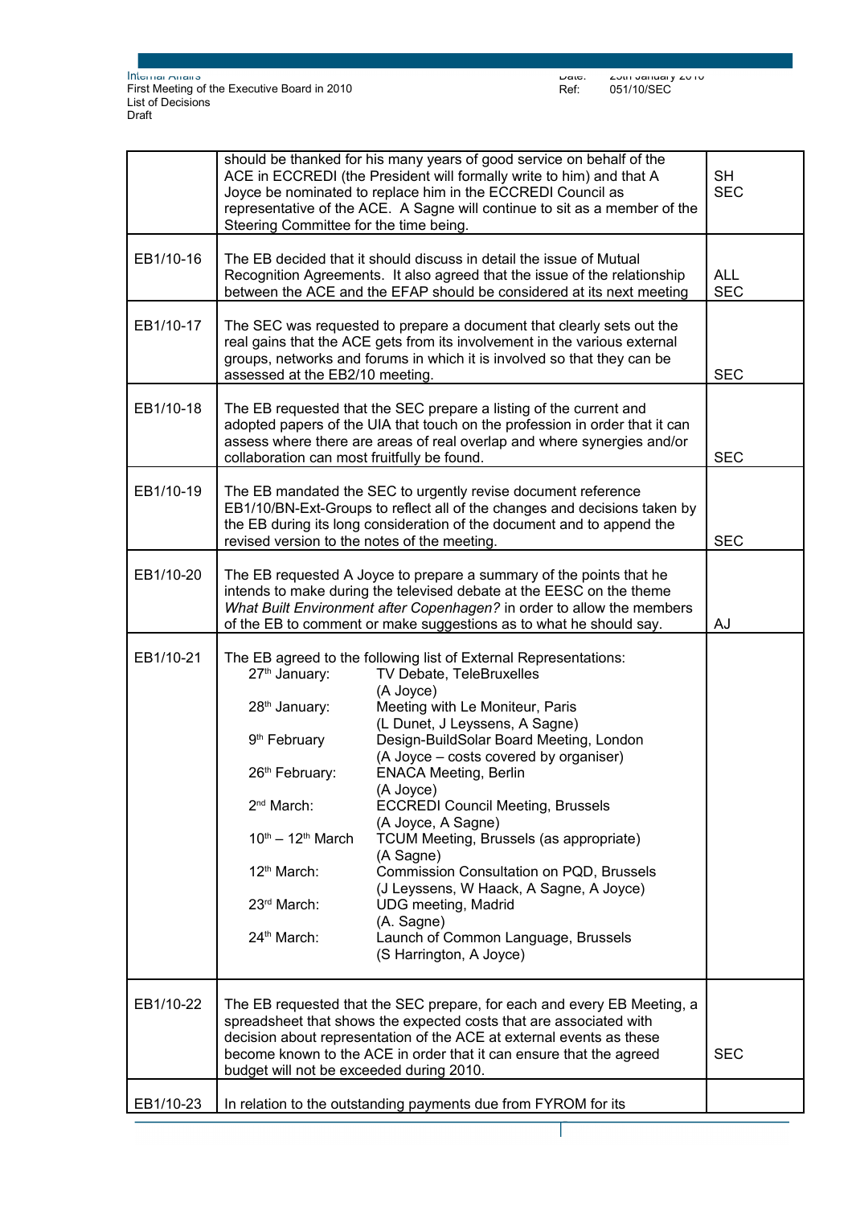| | | |
|---|---|---|
| | should be thanked for his many years of good service on behalf of the ACE in ECCREDI (the President will formally write to him) and that A Joyce be nominated to replace him in the ECCREDI Council as representative of the ACE. A Sagne will continue to sit as a member of the Steering Committee for the time being. | SH<br>SEC |
| EB1/10-16 | The EB decided that it should discuss in detail the issue of Mutual Recognition Agreements. It also agreed that the issue of the relationship between the ACE and the EFAP should be considered at its next meeting | ALL<br>SEC |
| EB1/10-17 | The SEC was requested to prepare a document that clearly sets out the real gains that the ACE gets from its involvement in the various external groups, networks and forums in which it is involved so that they can be assessed at the EB2/10 meeting. | SEC |
| EB1/10-18 | The EB requested that the SEC prepare a listing of the current and adopted papers of the UIA that touch on the profession in order that it can assess where there are areas of real overlap and where synergies and/or collaboration can most fruitfully be found. | SEC |
| EB1/10-19 | The EB mandated the SEC to urgently revise document reference EB1/10/BN-Ext-Groups to reflect all of the changes and decisions taken by the EB during its long consideration of the document and to append the revised version to the notes of the meeting. | SEC |
| EB1/10-20 | The EB requested A Joyce to prepare a summary of the points that he intends to make during the televised debate at the EESC on the theme *What Built Environment after Copenhagen?* in order to allow the members of the EB to comment or make suggestions as to what he should say. | AJ |
| EB1/10-21 | The EB agreed to the following list of External Representations:<br>27th January: TV Debate, TeleBruxelles (A Joyce)<br>28th January: Meeting with Le Moniteur, Paris (L Dunet, J Leyssens, A Sagne)<br>9th February Design-BuildSolar Board Meeting, London (A Joyce – costs covered by organiser)<br>26th February: ENACA Meeting, Berlin (A Joyce)<br>2nd March: ECCREDI Council Meeting, Brussels (A Joyce, A Sagne)<br>10th – 12th March TCUM Meeting, Brussels (as appropriate) (A Sagne)<br>12th March: Commission Consultation on PQD, Brussels (J Leyssens, W Haack, A Sagne, A Joyce)<br>23rd March: UDG meeting, Madrid (A. Sagne)<br>24th March: Launch of Common Language, Brussels (S Harrington, A Joyce) | |
| EB1/10-22 | The EB requested that the SEC prepare, for each and every EB Meeting, a spreadsheet that shows the expected costs that are associated with decision about representation of the ACE at external events as these become known to the ACE in order that it can ensure that the agreed budget will not be exceeded during 2010. | SEC |
| EB1/10-23 | In relation to the outstanding payments due from FYROM for its | |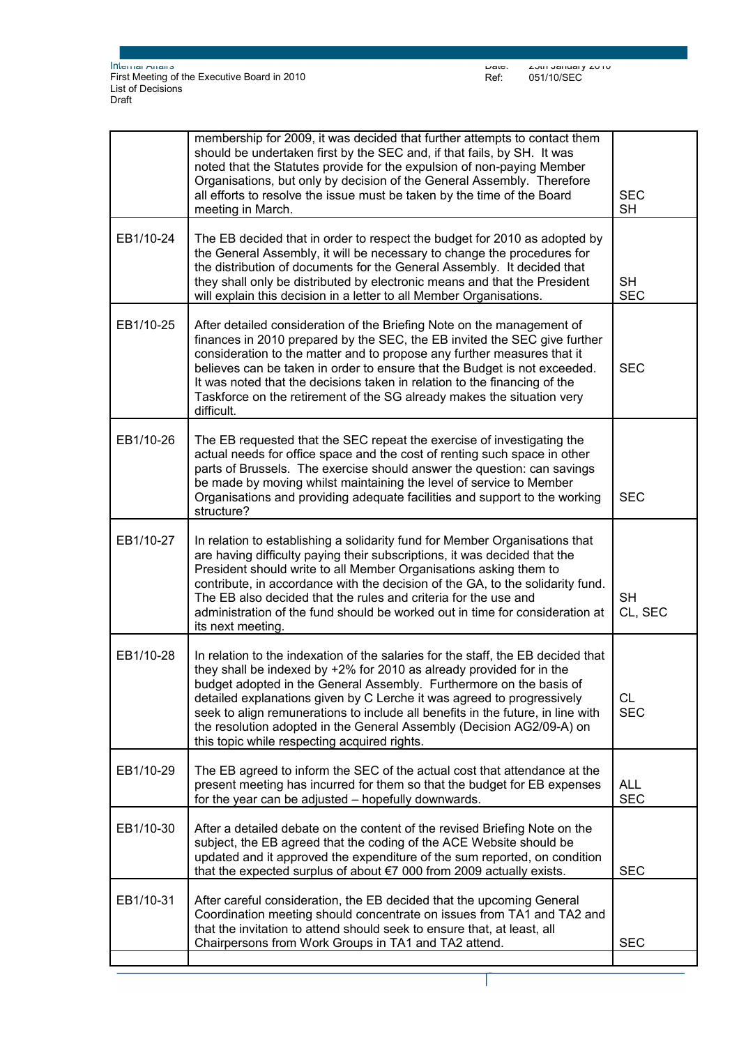| | | |
|---|---|---|
| | membership for 2009, it was decided that further attempts to contact them should be undertaken first by the SEC and, if that fails, by SH. It was noted that the Statutes provide for the expulsion of non-paying Member Organisations, but only by decision of the General Assembly. Therefore all efforts to resolve the issue must be taken by the time of the Board meeting in March. | SEC SH |
| EB1/10-24 | The EB decided that in order to respect the budget for 2010 as adopted by the General Assembly, it will be necessary to change the procedures for the distribution of documents for the General Assembly. It decided that they shall only be distributed by electronic means and that the President will explain this decision in a letter to all Member Organisations. | SH SEC |
| EB1/10-25 | After detailed consideration of the Briefing Note on the management of finances in 2010 prepared by the SEC, the EB invited the SEC give further consideration to the matter and to propose any further measures that it believes can be taken in order to ensure that the Budget is not exceeded. It was noted that the decisions taken in relation to the financing of the Taskforce on the retirement of the SG already makes the situation very difficult. | SEC |
| EB1/10-26 | The EB requested that the SEC repeat the exercise of investigating the actual needs for office space and the cost of renting such space in other parts of Brussels. The exercise should answer the question: can savings be made by moving whilst maintaining the level of service to Member Organisations and providing adequate facilities and support to the working structure? | SEC |
| EB1/10-27 | In relation to establishing a solidarity fund for Member Organisations that are having difficulty paying their subscriptions, it was decided that the President should write to all Member Organisations asking them to contribute, in accordance with the decision of the GA, to the solidarity fund. The EB also decided that the rules and criteria for the use and administration of the fund should be worked out in time for consideration at its next meeting. | SH CL, SEC |
| EB1/10-28 | In relation to the indexation of the salaries for the staff, the EB decided that they shall be indexed by +2% for 2010 as already provided for in the budget adopted in the General Assembly. Furthermore on the basis of detailed explanations given by C Lerche it was agreed to progressively seek to align remunerations to include all benefits in the future, in line with the resolution adopted in the General Assembly (Decision AG2/09-A) on this topic while respecting acquired rights. | CL SEC |
| EB1/10-29 | The EB agreed to inform the SEC of the actual cost that attendance at the present meeting has incurred for them so that the budget for EB expenses for the year can be adjusted – hopefully downwards. | ALL SEC |
| EB1/10-30 | After a detailed debate on the content of the revised Briefing Note on the subject, the EB agreed that the coding of the ACE Website should be updated and it approved the expenditure of the sum reported, on condition that the expected surplus of about €7 000 from 2009 actually exists. | SEC |
| EB1/10-31 | After careful consideration, the EB decided that the upcoming General Coordination meeting should concentrate on issues from TA1 and TA2 and that the invitation to attend should seek to ensure that, at least, all Chairpersons from Work Groups in TA1 and TA2 attend. | SEC |
| | | |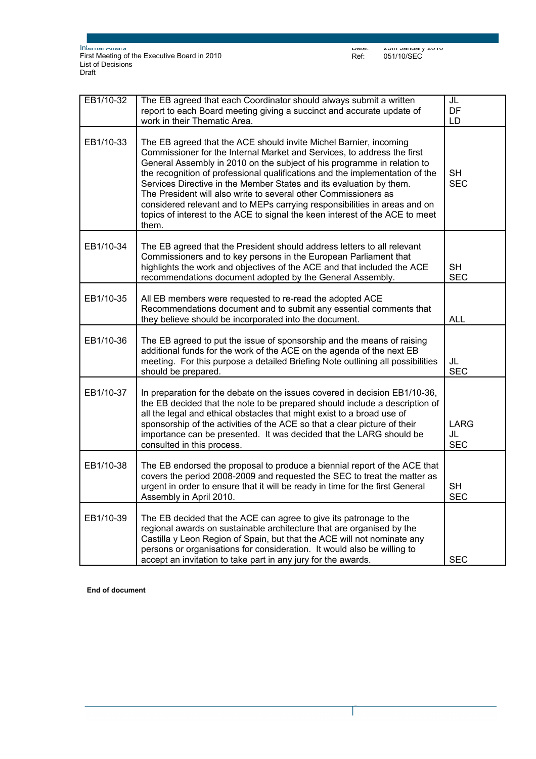| | | |
|---|---|---|
| EB1/10-32 | The EB agreed that each Coordinator should always submit a written report to each Board meeting giving a succinct and accurate update of work in their Thematic Area. | JL DF LD |
| EB1/10-33 | The EB agreed that the ACE should invite Michel Barnier, incoming Commissioner for the Internal Market and Services, to address the first General Assembly in 2010 on the subject of his programme in relation to the recognition of professional qualifications and the implementation of the Services Directive in the Member States and its evaluation by them. The President will also write to several other Commissioners as considered relevant and to MEPs carrying responsibilities in areas and on topics of interest to the ACE to signal the keen interest of the ACE to meet them. | SH SEC |
| EB1/10-34 | The EB agreed that the President should address letters to all relevant Commissioners and to key persons in the European Parliament that highlights the work and objectives of the ACE and that included the ACE recommendations document adopted by the General Assembly. | SH SEC |
| EB1/10-35 | All EB members were requested to re-read the adopted ACE Recommendations document and to submit any essential comments that they believe should be incorporated into the document. | ALL |
| EB1/10-36 | The EB agreed to put the issue of sponsorship and the means of raising additional funds for the work of the ACE on the agenda of the next EB meeting. For this purpose a detailed Briefing Note outlining all possibilities should be prepared. | JL SEC |
| EB1/10-37 | In preparation for the debate on the issues covered in decision EB1/10-36, the EB decided that the note to be prepared should include a description of all the legal and ethical obstacles that might exist to a broad use of sponsorship of the activities of the ACE so that a clear picture of their importance can be presented. It was decided that the LARG should be consulted in this process. | LARG JL SEC |
| EB1/10-38 | The EB endorsed the proposal to produce a biennial report of the ACE that covers the period 2008-2009 and requested the SEC to treat the matter as urgent in order to ensure that it will be ready in time for the first General Assembly in April 2010. | SH SEC |
| EB1/10-39 | The EB decided that the ACE can agree to give its patronage to the regional awards on sustainable architecture that are organised by the Castilla y Leon Region of Spain, but that the ACE will not nominate any persons or organisations for consideration. It would also be willing to accept an invitation to take part in any jury for the awards. | SEC |

**End of document**